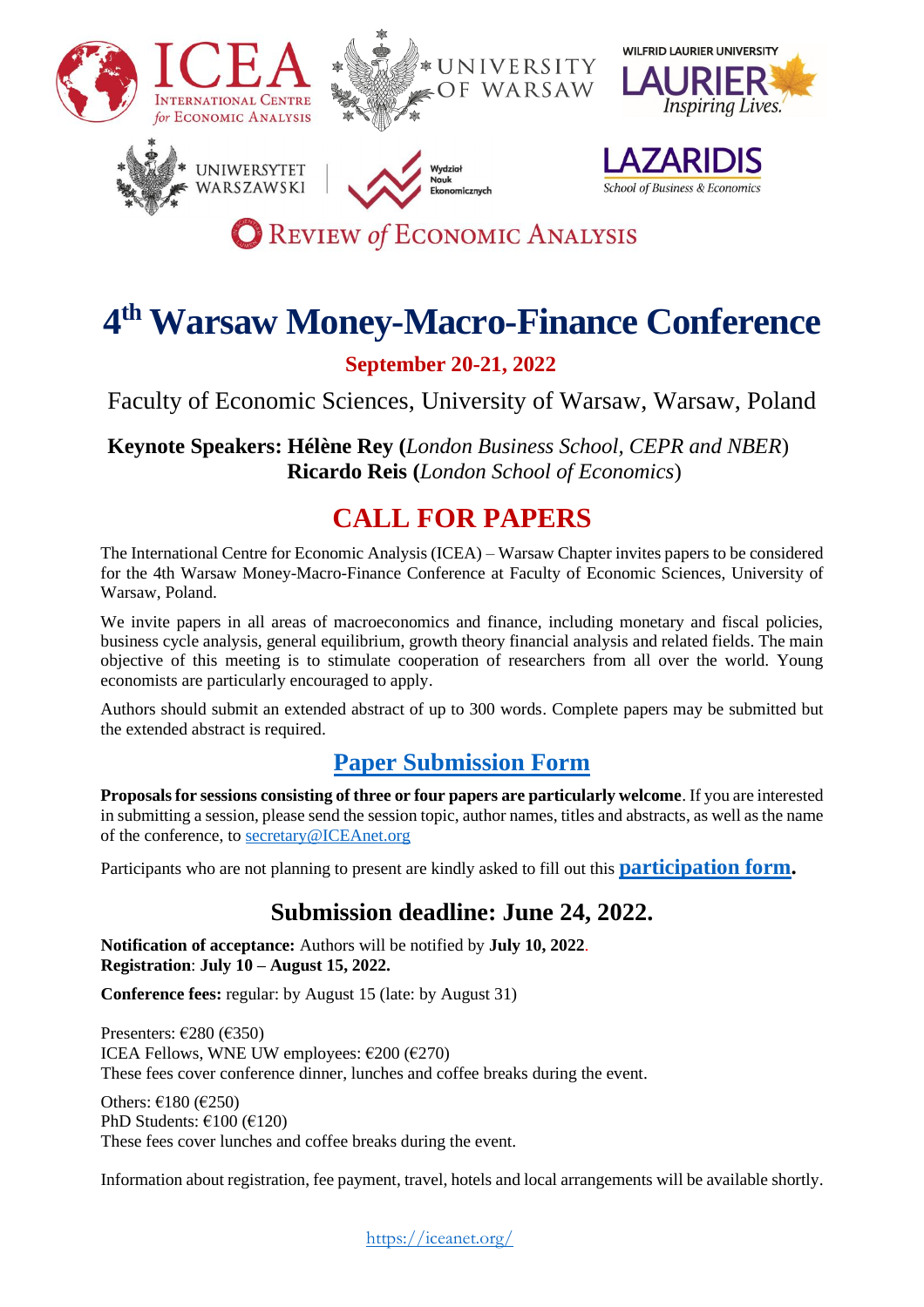ICEA International Centre for Economic Analysis

University of Warsaw

Wilfrid Laurier University — Laurier Inspiring Lives.

Uniwersytet Warszawski | Wydział Nauk Ekonomicznych

Lazaridis School of Business & Economics

Review *of* Economic Analysis

# 4th Warsaw Money-Macro-Finance Conference

**September 20-21, 2022**

Faculty of Economic Sciences, University of Warsaw, Warsaw, Poland

**Keynote Speakers: Hélène Rey (***London Business School, CEPR and NBER***)**
**Ricardo Reis (***London School of Economics***)**

## CALL FOR PAPERS

The International Centre for Economic Analysis (ICEA) – Warsaw Chapter invites papers to be considered for the 4th Warsaw Money-Macro-Finance Conference at Faculty of Economic Sciences, University of Warsaw, Warsaw, Poland.

We invite papers in all areas of macroeconomics and finance, including monetary and fiscal policies, business cycle analysis, general equilibrium, growth theory financial analysis and related fields. The main objective of this meeting is to stimulate cooperation of researchers from all over the world. Young economists are particularly encouraged to apply.

Authors should submit an extended abstract of up to 300 words. Complete papers may be submitted but the extended abstract is required.

## Paper Submission Form

**Proposals for sessions consisting of three or four papers are particularly welcome**. If you are interested in submitting a session, please send the session topic, author names, titles and abstracts, as well as the name of the conference, to secretary@ICEAnet.org

Participants who are not planning to present are kindly asked to fill out this **participation form.**

## Submission deadline: June 24, 2022.

**Notification of acceptance:** Authors will be notified by **July 10, 2022**.
**Registration**: **July 10 – August 15, 2022.**

**Conference fees:** regular: by August 15 (late: by August 31)

Presenters: €280 (€350)
ICEA Fellows, WNE UW employees: €200 (€270)
These fees cover conference dinner, lunches and coffee breaks during the event.

Others: €180 (€250)
PhD Students: €100 (€120)
These fees cover lunches and coffee breaks during the event.

Information about registration, fee payment, travel, hotels and local arrangements will be available shortly.

https://iceanet.org/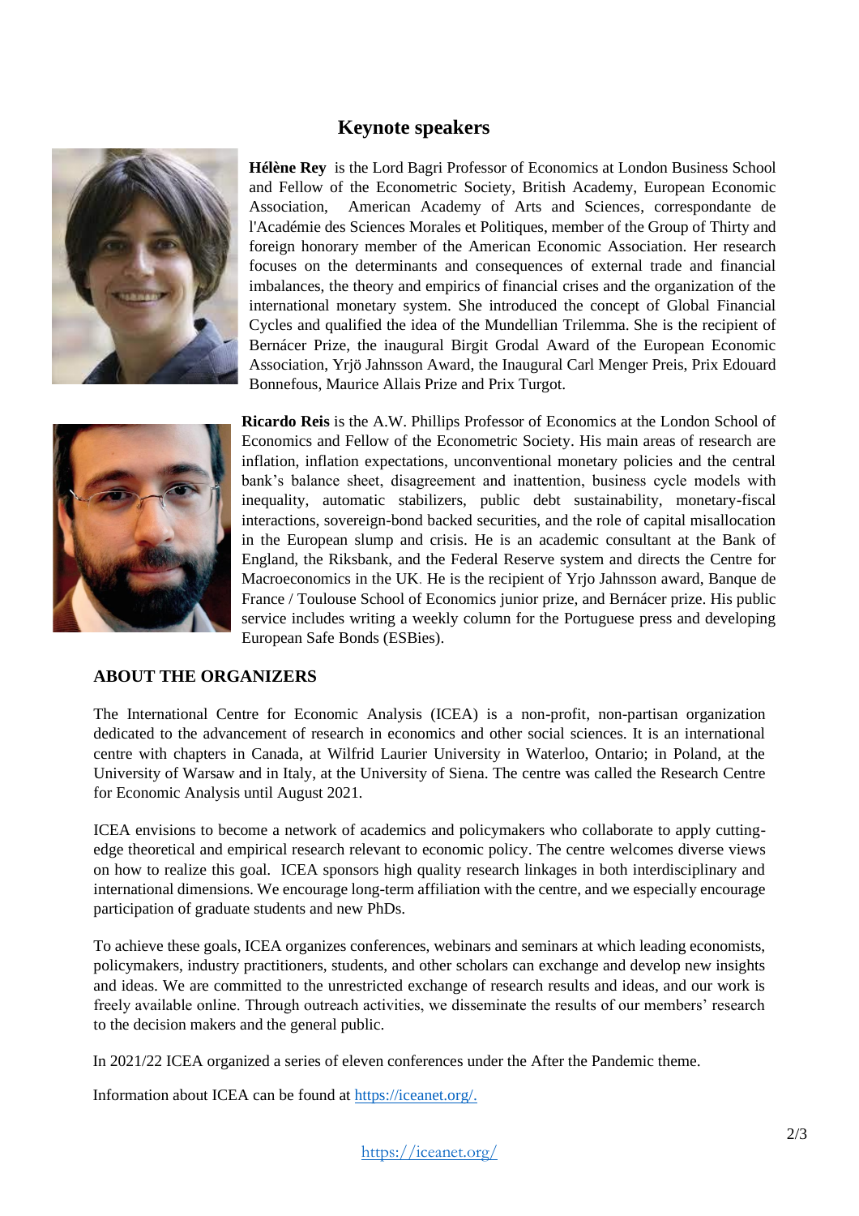## Keynote speakers

**Hélène Rey** is the Lord Bagri Professor of Economics at London Business School and Fellow of the Econometric Society, British Academy, European Economic Association, American Academy of Arts and Sciences, correspondante de l'Académie des Sciences Morales et Politiques, member of the Group of Thirty and foreign honorary member of the American Economic Association. Her research focuses on the determinants and consequences of external trade and financial imbalances, the theory and empirics of financial crises and the organization of the international monetary system. She introduced the concept of Global Financial Cycles and qualified the idea of the Mundellian Trilemma. She is the recipient of Bernácer Prize, the inaugural Birgit Grodal Award of the European Economic Association, Yrjö Jahnsson Award, the Inaugural Carl Menger Preis, Prix Edouard Bonnefous, Maurice Allais Prize and Prix Turgot.

**Ricardo Reis** is the A.W. Phillips Professor of Economics at the London School of Economics and Fellow of the Econometric Society. His main areas of research are inflation, inflation expectations, unconventional monetary policies and the central bank's balance sheet, disagreement and inattention, business cycle models with inequality, automatic stabilizers, public debt sustainability, monetary-fiscal interactions, sovereign-bond backed securities, and the role of capital misallocation in the European slump and crisis. He is an academic consultant at the Bank of England, the Riksbank, and the Federal Reserve system and directs the Centre for Macroeconomics in the UK. He is the recipient of Yrjo Jahnsson award, Banque de France / Toulouse School of Economics junior prize, and Bernácer prize. His public service includes writing a weekly column for the Portuguese press and developing European Safe Bonds (ESBies).

## ABOUT THE ORGANIZERS

The International Centre for Economic Analysis (ICEA) is a non-profit, non-partisan organization dedicated to the advancement of research in economics and other social sciences. It is an international centre with chapters in Canada, at Wilfrid Laurier University in Waterloo, Ontario; in Poland, at the University of Warsaw and in Italy, at the University of Siena. The centre was called the Research Centre for Economic Analysis until August 2021.

ICEA envisions to become a network of academics and policymakers who collaborate to apply cutting-edge theoretical and empirical research relevant to economic policy. The centre welcomes diverse views on how to realize this goal. ICEA sponsors high quality research linkages in both interdisciplinary and international dimensions. We encourage long-term affiliation with the centre, and we especially encourage participation of graduate students and new PhDs.

To achieve these goals, ICEA organizes conferences, webinars and seminars at which leading economists, policymakers, industry practitioners, students, and other scholars can exchange and develop new insights and ideas. We are committed to the unrestricted exchange of research results and ideas, and our work is freely available online. Through outreach activities, we disseminate the results of our members' research to the decision makers and the general public.

In 2021/22 ICEA organized a series of eleven conferences under the After the Pandemic theme.

Information about ICEA can be found at https://iceanet.org/.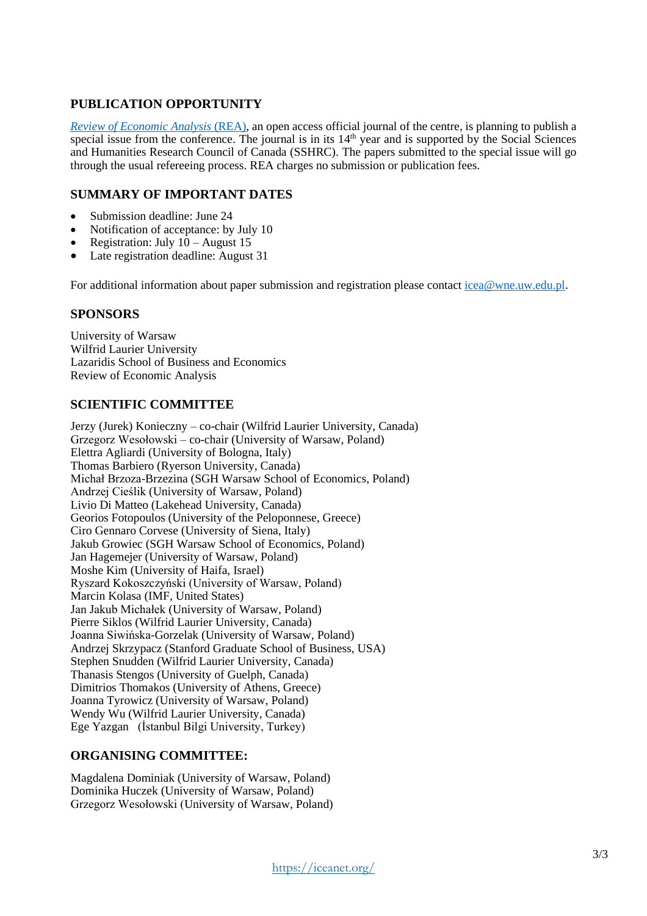## PUBLICATION OPPORTUNITY

[*Review of Economic Analysis* (REA)](#), an open access official journal of the centre, is planning to publish a special issue from the conference. The journal is in its 14th year and is supported by the Social Sciences and Humanities Research Council of Canada (SSHRC). The papers submitted to the special issue will go through the usual refereeing process. REA charges no submission or publication fees.

## SUMMARY OF IMPORTANT DATES

- Submission deadline: June 24
- Notification of acceptance: by July 10
- Registration: July 10 – August 15
- Late registration deadline: August 31

For additional information about paper submission and registration please contact icea@wne.uw.edu.pl.

## SPONSORS

University of Warsaw
Wilfrid Laurier University
Lazaridis School of Business and Economics
Review of Economic Analysis

## SCIENTIFIC COMMITTEE

Jerzy (Jurek) Konieczny – co-chair (Wilfrid Laurier University, Canada)
Grzegorz Wesołowski – co-chair (University of Warsaw, Poland)
Elettra Agliardi (University of Bologna, Italy)
Thomas Barbiero (Ryerson University, Canada)
Michał Brzoza-Brzezina (SGH Warsaw School of Economics, Poland)
Andrzej Cieślik (University of Warsaw, Poland)
Livio Di Matteo (Lakehead University, Canada)
Georios Fotopoulos (University of the Peloponnese, Greece)
Ciro Gennaro Corvese (University of Siena, Italy)
Jakub Growiec (SGH Warsaw School of Economics, Poland)
Jan Hagemejer (University of Warsaw, Poland)
Moshe Kim (University of Haifa, Israel)
Ryszard Kokoszczyński (University of Warsaw, Poland)
Marcin Kolasa (IMF, United States)
Jan Jakub Michałek (University of Warsaw, Poland)
Pierre Siklos (Wilfrid Laurier University, Canada)
Joanna Siwińska-Gorzelak (University of Warsaw, Poland)
Andrzej Skrzypacz (Stanford Graduate School of Business, USA)
Stephen Snudden (Wilfrid Laurier University, Canada)
Thanasis Stengos (University of Guelph, Canada)
Dimitrios Thomakos (University of Athens, Greece)
Joanna Tyrowicz (University of Warsaw, Poland)
Wendy Wu (Wilfrid Laurier University, Canada)
Ege Yazgan (İstanbul Bilgi University, Turkey)

## ORGANISING COMMITTEE:

Magdalena Dominiak (University of Warsaw, Poland)
Dominika Huczek (University of Warsaw, Poland)
Grzegorz Wesołowski (University of Warsaw, Poland)